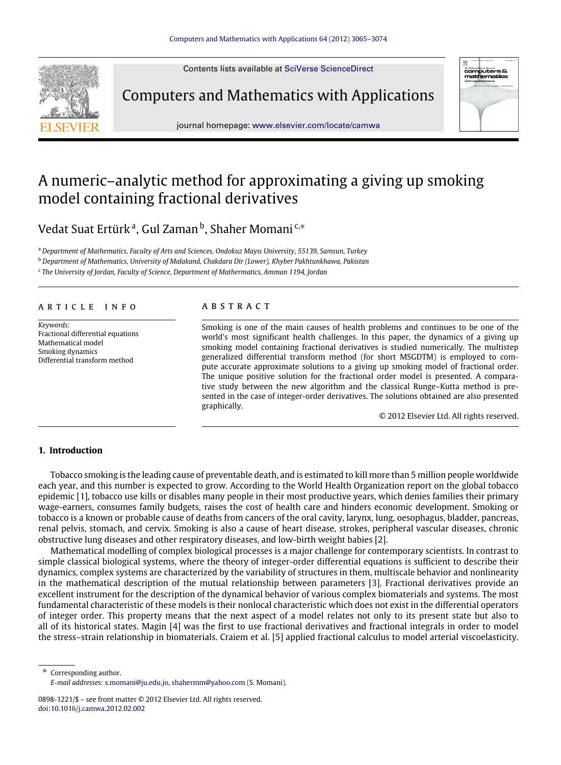# A numeric–analytic method for approximating a giving up smoking model containing fractional derivatives

Vedat Suat Ertürk [a], Gul Zaman [b], Shaher Momani [c,*]

[a] Department of Mathematics, Faculty of Arts and Sciences, Ondokuz Mayıs University, 55139, Samsun, Turkey

[b] Department of Mathematics, University of Malakand, Chakdara Dir (Lower), Khyber Pakhtunkhawa, Pakistan

[c] The University of Jordan, Faculty of Science, Department of Mathermatics, Amman 1194, Jordan

## ARTICLE INFO

*Keywords:*
Fractional differential equations
Mathematical model
Smoking dynamics
Differential transform method

## ABSTRACT

Smoking is one of the main causes of health problems and continues to be one of the world's most significant health challenges. In this paper, the dynamics of a giving up smoking model containing fractional derivatives is studied numerically. The multistep generalized differential transform method (for short MSGDTM) is employed to compute accurate approximate solutions to a giving up smoking model of fractional order. The unique positive solution for the fractional order model is presented. A comparative study between the new algorithm and the classical Runge–Kutta method is presented in the case of integer-order derivatives. The solutions obtained are also presented graphically.

© 2012 Elsevier Ltd. All rights reserved.

## 1. Introduction

Tobacco smoking is the leading cause of preventable death, and is estimated to kill more than 5 million people worldwide each year, and this number is expected to grow. According to the World Health Organization report on the global tobacco epidemic [1], tobacco use kills or disables many people in their most productive years, which denies families their primary wage-earners, consumes family budgets, raises the cost of health care and hinders economic development. Smoking or tobacco is a known or probable cause of deaths from cancers of the oral cavity, larynx, lung, oesophagus, bladder, pancreas, renal pelvis, stomach, and cervix. Smoking is also a cause of heart disease, strokes, peripheral vascular diseases, chronic obstructive lung diseases and other respiratory diseases, and low-birth weight babies [2].

Mathematical modelling of complex biological processes is a major challenge for contemporary scientists. In contrast to simple classical biological systems, where the theory of integer-order differential equations is sufficient to describe their dynamics, complex systems are characterized by the variability of structures in them, multiscale behavior and nonlinearity in the mathematical description of the mutual relationship between parameters [3]. Fractional derivatives provide an excellent instrument for the description of the dynamical behavior of various complex biomaterials and systems. The most fundamental characteristic of these models is their nonlocal characteristic which does not exist in the differential operators of integer order. This property means that the next aspect of a model relates not only to its present state but also to all of its historical states. Magin [4] was the first to use fractional derivatives and fractional integrals in order to model the stress–strain relationship in biomaterials. Craiem et al. [5] applied fractional calculus to model arterial viscoelasticity.

* Corresponding author.
*E-mail addresses:* s.momani@ju.edu.jo, shahermm@yahoo.com (S. Momani).

0898-1221/$ – see front matter © 2012 Elsevier Ltd. All rights reserved.
doi:10.1016/j.camwa.2012.02.002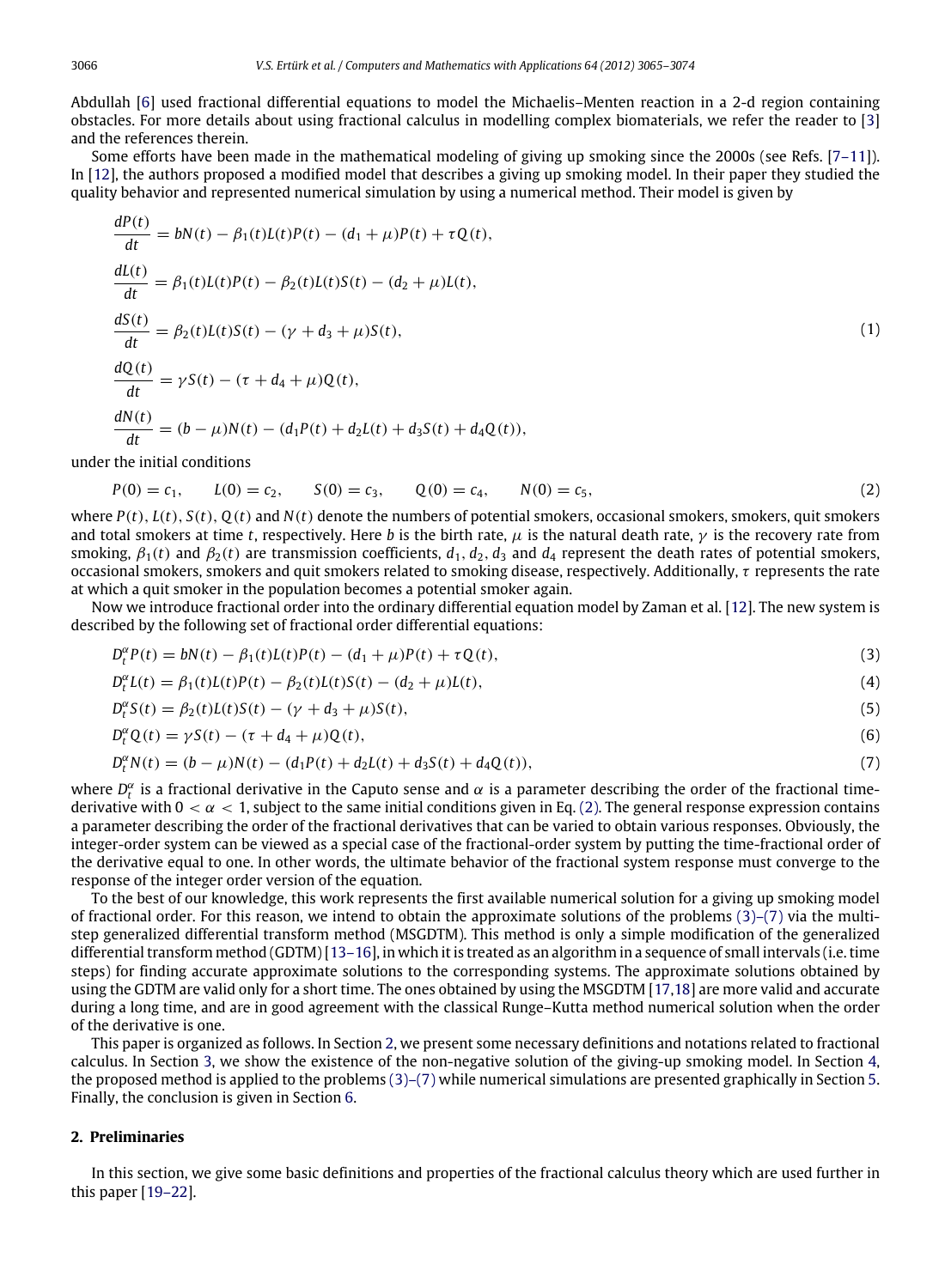Abdullah [6] used fractional differential equations to model the Michaelis–Menten reaction in a 2-d region containing obstacles. For more details about using fractional calculus in modelling complex biomaterials, we refer the reader to [3] and the references therein.

Some efforts have been made in the mathematical modeling of giving up smoking since the 2000s (see Refs. [7–11]). In [12], the authors proposed a modified model that describes a giving up smoking model. In their paper they studied the quality behavior and represented numerical simulation by using a numerical method. Their model is given by

$$
\begin{aligned}
\frac{dP(t)}{dt} &= bN(t) - \beta_1(t)L(t)P(t) - (d_1+\mu)P(t) + \tau Q(t), \\
\frac{dL(t)}{dt} &= \beta_1(t)L(t)P(t) - \beta_2(t)L(t)S(t) - (d_2+\mu)L(t), \\
\frac{dS(t)}{dt} &= \beta_2(t)L(t)S(t) - (\gamma + d_3 + \mu)S(t), \\
\frac{dQ(t)}{dt} &= \gamma S(t) - (\tau + d_4 + \mu)Q(t), \\
\frac{dN(t)}{dt} &= (b-\mu)N(t) - (d_1P(t) + d_2L(t) + d_3S(t) + d_4Q(t)),
\end{aligned}
\tag{1}
$$

under the initial conditions

$$
P(0) = c_1, \qquad L(0) = c_2, \qquad S(0) = c_3, \qquad Q(0) = c_4, \qquad N(0) = c_5, \tag{2}
$$

where $P(t)$, $L(t)$, $S(t)$, $Q(t)$ and $N(t)$ denote the numbers of potential smokers, occasional smokers, smokers, quit smokers and total smokers at time $t$, respectively. Here $b$ is the birth rate, $\mu$ is the natural death rate, $\gamma$ is the recovery rate from smoking, $\beta_1(t)$ and $\beta_2(t)$ are transmission coefficients, $d_1$, $d_2$, $d_3$ and $d_4$ represent the death rates of potential smokers, occasional smokers, smokers and quit smokers related to smoking disease, respectively. Additionally, $\tau$ represents the rate at which a quit smoker in the population becomes a potential smoker again.

Now we introduce fractional order into the ordinary differential equation model by Zaman et al. [12]. The new system is described by the following set of fractional order differential equations:

$$
D_t^\alpha P(t) = bN(t) - \beta_1(t)L(t)P(t) - (d_1+\mu)P(t) + \tau Q(t), \tag{3}
$$

$$
D_t^\alpha L(t) = \beta_1(t)L(t)P(t) - \beta_2(t)L(t)S(t) - (d_2+\mu)L(t), \tag{4}
$$

$$
D_t^\alpha S(t) = \beta_2(t)L(t)S(t) - (\gamma + d_3 + \mu)S(t), \tag{5}
$$

$$
D_t^\alpha Q(t) = \gamma S(t) - (\tau + d_4 + \mu)Q(t), \tag{6}
$$

$$
D_t^\alpha N(t) = (b-\mu)N(t) - (d_1P(t) + d_2L(t) + d_3S(t) + d_4Q(t)), \tag{7}
$$

where $D_t^\alpha$ is a fractional derivative in the Caputo sense and $\alpha$ is a parameter describing the order of the fractional time-derivative with $0 < \alpha < 1$, subject to the same initial conditions given in Eq. (2). The general response expression contains a parameter describing the order of the fractional derivatives that can be varied to obtain various responses. Obviously, the integer-order system can be viewed as a special case of the fractional-order system by putting the time-fractional order of the derivative equal to one. In other words, the ultimate behavior of the fractional system response must converge to the response of the integer order version of the equation.

To the best of our knowledge, this work represents the first available numerical solution for a giving up smoking model of fractional order. For this reason, we intend to obtain the approximate solutions of the problems (3)–(7) via the multi-step generalized differential transform method (MSGDTM). This method is only a simple modification of the generalized differential transform method (GDTM) [13–16], in which it is treated as an algorithm in a sequence of small intervals (i.e. time steps) for finding accurate approximate solutions to the corresponding systems. The approximate solutions obtained by using the GDTM are valid only for a short time. The ones obtained by using the MSGDTM [17,18] are more valid and accurate during a long time, and are in good agreement with the classical Runge–Kutta method numerical solution when the order of the derivative is one.

This paper is organized as follows. In Section 2, we present some necessary definitions and notations related to fractional calculus. In Section 3, we show the existence of the non-negative solution of the giving-up smoking model. In Section 4, the proposed method is applied to the problems (3)–(7) while numerical simulations are presented graphically in Section 5. Finally, the conclusion is given in Section 6.

## 2. Preliminaries

In this section, we give some basic definitions and properties of the fractional calculus theory which are used further in this paper [19–22].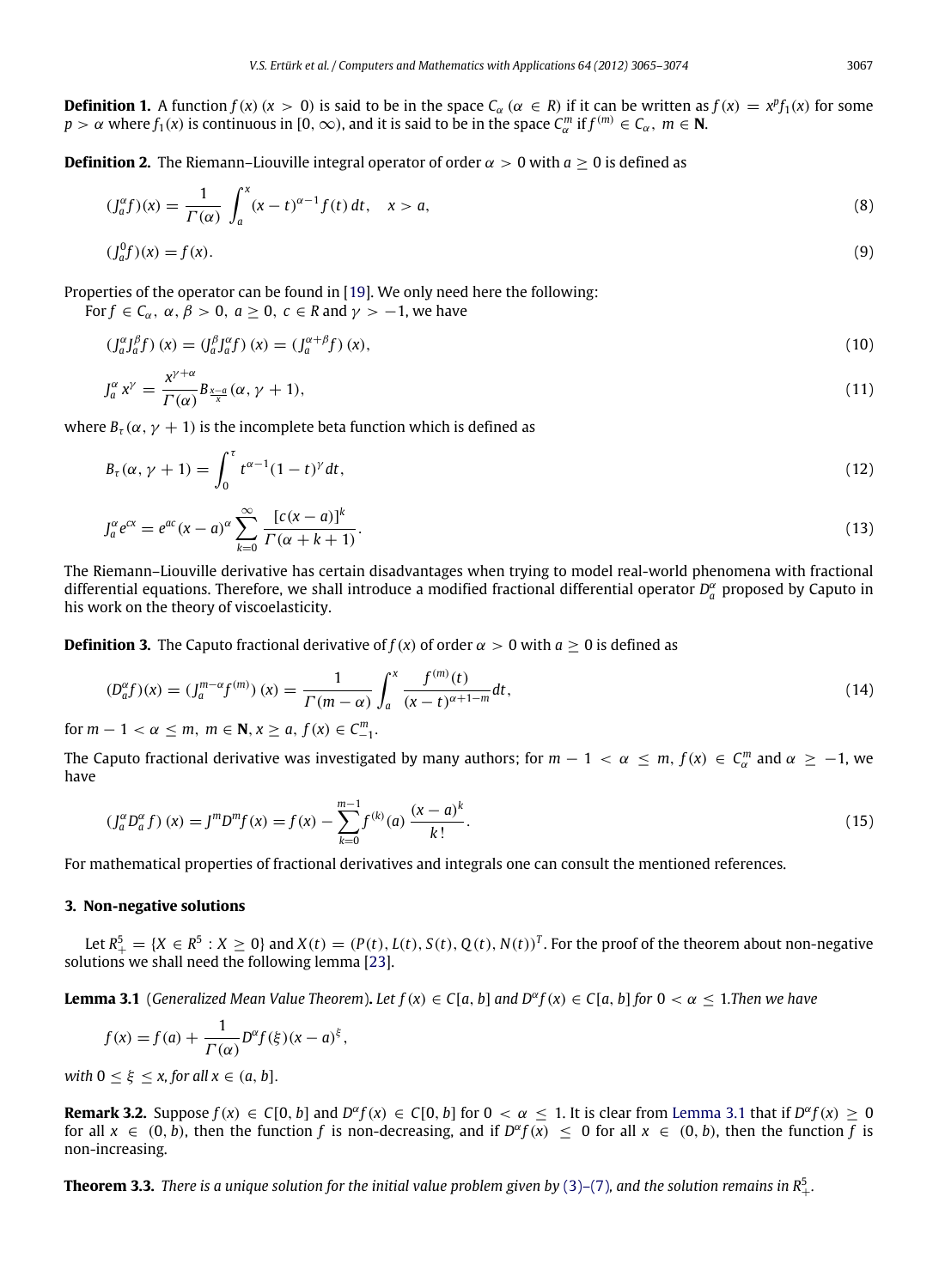**Definition 1.** A function $f(x)$ $(x > 0)$ is said to be in the space $C_\alpha$ $(\alpha \in R)$ if it can be written as $f(x) = x^p f_1(x)$ for some $p > \alpha$ where $f_1(x)$ is continuous in $[0, \infty)$, and it is said to be in the space $C_\alpha^m$ if $f^{(m)} \in C_\alpha$, $m \in \mathbf{N}$.

**Definition 2.** The Riemann–Liouville integral operator of order $\alpha > 0$ with $a \geq 0$ is defined as

$$(J_a^\alpha f)(x) = \frac{1}{\Gamma(\alpha)} \int_a^x (x-t)^{\alpha-1} f(t)\, dt, \quad x > a, \tag{8}$$

$$(J_a^0 f)(x) = f(x). \tag{9}$$

Properties of the operator can be found in [19]. We only need here the following:

For $f \in C_\alpha$, $\alpha, \beta > 0$, $a \geq 0$, $c \in R$ and $\gamma > -1$, we have

$$(J_a^\alpha J_a^\beta f)\,(x) = (J_a^\beta J_a^\alpha f)\,(x) = (J_a^{\alpha+\beta} f)\,(x), \tag{10}$$

$$J_a^\alpha x^\gamma = \frac{x^{\gamma+\alpha}}{\Gamma(\alpha)} B_{\frac{x-a}{x}}(\alpha, \gamma+1), \tag{11}$$

where $B_\tau(\alpha, \gamma+1)$ is the incomplete beta function which is defined as

$$B_\tau(\alpha, \gamma+1) = \int_0^\tau t^{\alpha-1}(1-t)^\gamma dt, \tag{12}$$

$$J_a^\alpha e^{cx} = e^{ac}(x-a)^\alpha \sum_{k=0}^{\infty} \frac{[c(x-a)]^k}{\Gamma(\alpha+k+1)}. \tag{13}$$

The Riemann–Liouville derivative has certain disadvantages when trying to model real-world phenomena with fractional differential equations. Therefore, we shall introduce a modified fractional differential operator $D_a^\alpha$ proposed by Caputo in his work on the theory of viscoelasticity.

**Definition 3.** The Caputo fractional derivative of $f(x)$ of order $\alpha > 0$ with $a \geq 0$ is defined as

$$(D_a^\alpha f)(x) = (J_a^{m-\alpha} f^{(m)})\,(x) = \frac{1}{\Gamma(m-\alpha)} \int_a^x \frac{f^{(m)}(t)}{(x-t)^{\alpha+1-m}} dt, \tag{14}$$

for $m-1 < \alpha \leq m$, $m \in \mathbf{N}$, $x \geq a$, $f(x) \in C_{-1}^m$.

The Caputo fractional derivative was investigated by many authors; for $m-1 < \alpha \leq m$, $f(x) \in C_\alpha^m$ and $\alpha \geq -1$, we have

$$(J_a^\alpha D_a^\alpha f)\,(x) = J^m D^m f(x) = f(x) - \sum_{k=0}^{m-1} f^{(k)}(a)\, \frac{(x-a)^k}{k!}. \tag{15}$$

For mathematical properties of fractional derivatives and integrals one can consult the mentioned references.

## 3. Non-negative solutions

Let $R_+^5 = \{X \in R^5 : X \geq 0\}$ and $X(t) = (P(t), L(t), S(t), Q(t), N(t))^T$. For the proof of the theorem about non-negative solutions we shall need the following lemma [23].

**Lemma 3.1** (*Generalized Mean Value Theorem*)**.** *Let $f(x) \in C[a, b]$ and $D^\alpha f(x) \in C[a, b]$ for $0 < \alpha \leq 1$. Then we have*

$$f(x) = f(a) + \frac{1}{\Gamma(\alpha)} D^\alpha f(\xi)(x-a)^\xi,$$

*with $0 \leq \xi \leq x$, for all $x \in (a, b]$.*

**Remark 3.2.** Suppose $f(x) \in C[0, b]$ and $D^\alpha f(x) \in C[0, b]$ for $0 < \alpha \leq 1$. It is clear from Lemma 3.1 that if $D^\alpha f(x) \geq 0$ for all $x \in (0, b)$, then the function $f$ is non-decreasing, and if $D^\alpha f(x) \leq 0$ for all $x \in (0, b)$, then the function $f$ is non-increasing.

**Theorem 3.3.** *There is a unique solution for the initial value problem given by (3)–(7), and the solution remains in $R_+^5$.*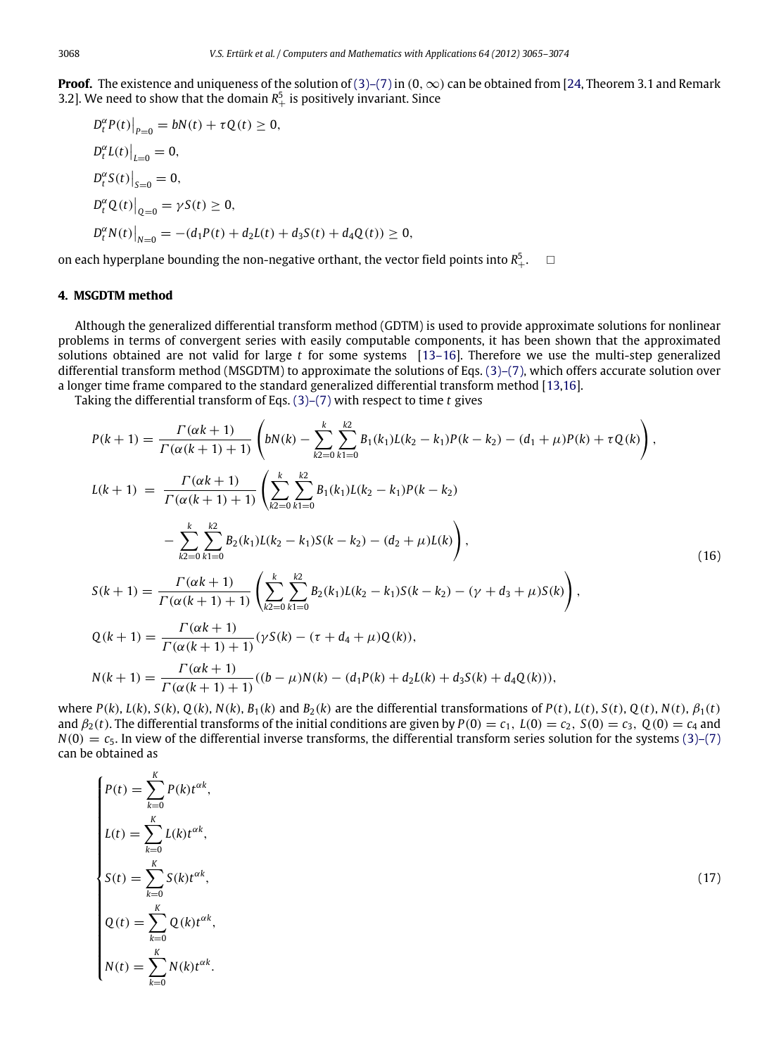**Proof.** The existence and uniqueness of the solution of (3)–(7) in $(0, \infty)$ can be obtained from [24, Theorem 3.1 and Remark 3.2]. We need to show that the domain $R_+^5$ is positively invariant. Since

$$
\begin{aligned}
&D_t^\alpha P(t)\big|_{P=0} = bN(t) + \tau Q(t) \geq 0,\\
&D_t^\alpha L(t)\big|_{L=0} = 0,\\
&D_t^\alpha S(t)\big|_{S=0} = 0,\\
&D_t^\alpha Q(t)\big|_{Q=0} = \gamma S(t) \geq 0,\\
&D_t^\alpha N(t)\big|_{N=0} = -(d_1 P(t) + d_2 L(t) + d_3 S(t) + d_4 Q(t)) \geq 0,
\end{aligned}
$$

on each hyperplane bounding the non-negative orthant, the vector field points into $R_+^5$. □

## 4. MSGDTM method

Although the generalized differential transform method (GDTM) is used to provide approximate solutions for nonlinear problems in terms of convergent series with easily computable components, it has been shown that the approximated solutions obtained are not valid for large $t$ for some systems [13–16]. Therefore we use the multi-step generalized differential transform method (MSGDTM) to approximate the solutions of Eqs. (3)–(7), which offers accurate solution over a longer time frame compared to the standard generalized differential transform method [13,16].

Taking the differential transform of Eqs. (3)–(7) with respect to time $t$ gives

$$
\begin{aligned}
P(k+1) &= \frac{\Gamma(\alpha k+1)}{\Gamma(\alpha(k+1)+1)}\left(bN(k) - \sum_{k2=0}^{k}\sum_{k1=0}^{k2} B_1(k_1)L(k_2-k_1)P(k-k_2) - (d_1+\mu)P(k) + \tau Q(k)\right),\\
L(k+1) &= \frac{\Gamma(\alpha k+1)}{\Gamma(\alpha(k+1)+1)}\left(\sum_{k2=0}^{k}\sum_{k1=0}^{k2} B_1(k_1)L(k_2-k_1)P(k-k_2)\right.\\
&\qquad \left. - \sum_{k2=0}^{k}\sum_{k1=0}^{k2} B_2(k_1)L(k_2-k_1)S(k-k_2) - (d_2+\mu)L(k)\right),\\
S(k+1) &= \frac{\Gamma(\alpha k+1)}{\Gamma(\alpha(k+1)+1)}\left(\sum_{k2=0}^{k}\sum_{k1=0}^{k2} B_2(k_1)L(k_2-k_1)S(k-k_2) - (\gamma+d_3+\mu)S(k)\right),\\
Q(k+1) &= \frac{\Gamma(\alpha k+1)}{\Gamma(\alpha(k+1)+1)}(\gamma S(k) - (\tau+d_4+\mu)Q(k)),\\
N(k+1) &= \frac{\Gamma(\alpha k+1)}{\Gamma(\alpha(k+1)+1)}((b-\mu)N(k) - (d_1P(k) + d_2L(k) + d_3S(k) + d_4Q(k))),
\end{aligned}
\tag{16}
$$

where $P(k)$, $L(k)$, $S(k)$, $Q(k)$, $N(k)$, $B_1(k)$ and $B_2(k)$ are the differential transformations of $P(t)$, $L(t)$, $S(t)$, $Q(t)$, $N(t)$, $\beta_1(t)$ and $\beta_2(t)$. The differential transforms of the initial conditions are given by $P(0) = c_1$, $L(0) = c_2$, $S(0) = c_3$, $Q(0) = c_4$ and $N(0) = c_5$. In view of the differential inverse transforms, the differential transform series solution for the systems (3)–(7) can be obtained as

$$
\begin{cases}
P(t) = \displaystyle\sum_{k=0}^{K} P(k)t^{\alpha k},\\
L(t) = \displaystyle\sum_{k=0}^{K} L(k)t^{\alpha k},\\
S(t) = \displaystyle\sum_{k=0}^{K} S(k)t^{\alpha k},\\
Q(t) = \displaystyle\sum_{k=0}^{K} Q(k)t^{\alpha k},\\
N(t) = \displaystyle\sum_{k=0}^{K} N(k)t^{\alpha k}.
\end{cases}
\tag{17}
$$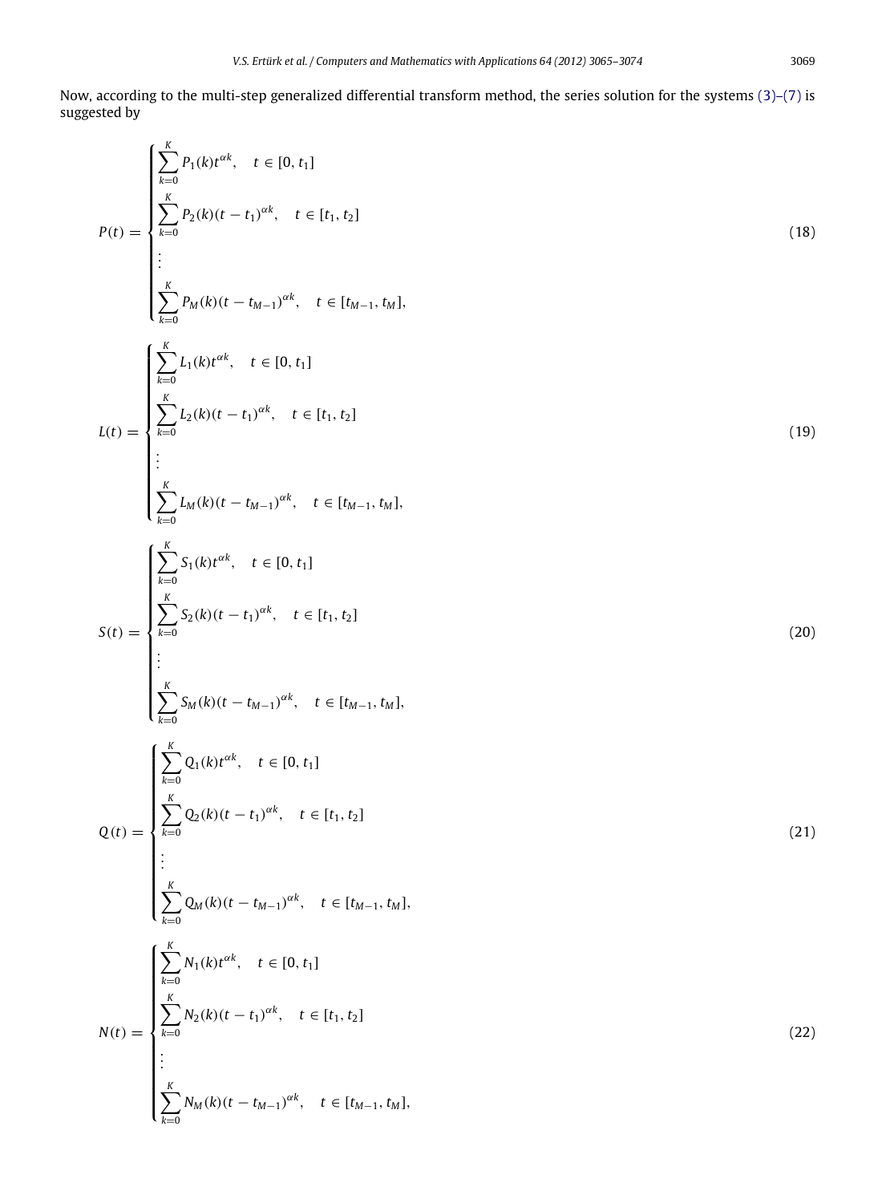Now, according to the multi-step generalized differential transform method, the series solution for the systems (3)–(7) is suggested by

$$P(t)=\begin{cases}\displaystyle\sum_{k=0}^{K}P_1(k)t^{\alpha k}, & t\in[0,t_1]\\ \displaystyle\sum_{k=0}^{K}P_2(k)(t-t_1)^{\alpha k}, & t\in[t_1,t_2]\\ \vdots & \\ \displaystyle\sum_{k=0}^{K}P_M(k)(t-t_{M-1})^{\alpha k}, & t\in[t_{M-1},t_M],\end{cases} \tag{18}$$

$$L(t)=\begin{cases}\displaystyle\sum_{k=0}^{K}L_1(k)t^{\alpha k}, & t\in[0,t_1]\\ \displaystyle\sum_{k=0}^{K}L_2(k)(t-t_1)^{\alpha k}, & t\in[t_1,t_2]\\ \vdots & \\ \displaystyle\sum_{k=0}^{K}L_M(k)(t-t_{M-1})^{\alpha k}, & t\in[t_{M-1},t_M],\end{cases} \tag{19}$$

$$S(t)=\begin{cases}\displaystyle\sum_{k=0}^{K}S_1(k)t^{\alpha k}, & t\in[0,t_1]\\ \displaystyle\sum_{k=0}^{K}S_2(k)(t-t_1)^{\alpha k}, & t\in[t_1,t_2]\\ \vdots & \\ \displaystyle\sum_{k=0}^{K}S_M(k)(t-t_{M-1})^{\alpha k}, & t\in[t_{M-1},t_M],\end{cases} \tag{20}$$

$$Q(t)=\begin{cases}\displaystyle\sum_{k=0}^{K}Q_1(k)t^{\alpha k}, & t\in[0,t_1]\\ \displaystyle\sum_{k=0}^{K}Q_2(k)(t-t_1)^{\alpha k}, & t\in[t_1,t_2]\\ \vdots & \\ \displaystyle\sum_{k=0}^{K}Q_M(k)(t-t_{M-1})^{\alpha k}, & t\in[t_{M-1},t_M],\end{cases} \tag{21}$$

$$N(t)=\begin{cases}\displaystyle\sum_{k=0}^{K}N_1(k)t^{\alpha k}, & t\in[0,t_1]\\ \displaystyle\sum_{k=0}^{K}N_2(k)(t-t_1)^{\alpha k}, & t\in[t_1,t_2]\\ \vdots & \\ \displaystyle\sum_{k=0}^{K}N_M(k)(t-t_{M-1})^{\alpha k}, & t\in[t_{M-1},t_M],\end{cases} \tag{22}$$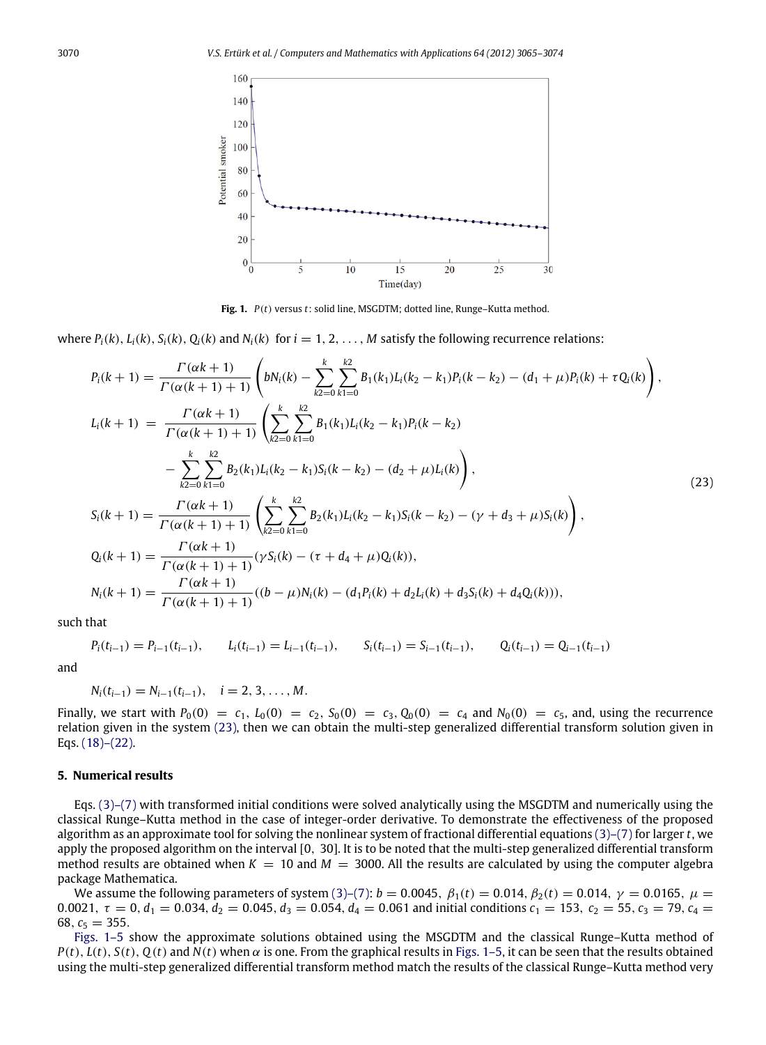**Fig. 1.** $P(t)$ versus $t$: solid line, MSGDTM; dotted line, Runge–Kutta method.

where $P_i(k)$, $L_i(k)$, $S_i(k)$, $Q_i(k)$ and $N_i(k)$ for $i = 1, 2, \ldots, M$ satisfy the following recurrence relations:

$$
\begin{aligned}
P_i(k+1) &= \frac{\Gamma(\alpha k+1)}{\Gamma(\alpha(k+1)+1)}\left(bN_i(k) - \sum_{k2=0}^{k}\sum_{k1=0}^{k2} B_1(k_1)L_i(k_2-k_1)P_i(k-k_2) - (d_1+\mu)P_i(k) + \tau Q_i(k)\right), \\
L_i(k+1) &= \frac{\Gamma(\alpha k+1)}{\Gamma(\alpha(k+1)+1)}\left(\sum_{k2=0}^{k}\sum_{k1=0}^{k2} B_1(k_1)L_i(k_2-k_1)P_i(k-k_2)\right. \\
&\quad \left. - \sum_{k2=0}^{k}\sum_{k1=0}^{k2} B_2(k_1)L_i(k_2-k_1)S_i(k-k_2) - (d_2+\mu)L_i(k)\right), \\
S_i(k+1) &= \frac{\Gamma(\alpha k+1)}{\Gamma(\alpha(k+1)+1)}\left(\sum_{k2=0}^{k}\sum_{k1=0}^{k2} B_2(k_1)L_i(k_2-k_1)S_i(k-k_2) - (\gamma+d_3+\mu)S_i(k)\right), \\
Q_i(k+1) &= \frac{\Gamma(\alpha k+1)}{\Gamma(\alpha(k+1)+1)}(\gamma S_i(k) - (\tau+d_4+\mu)Q_i(k)), \\
N_i(k+1) &= \frac{\Gamma(\alpha k+1)}{\Gamma(\alpha(k+1)+1)}((b-\mu)N_i(k) - (d_1P_i(k)+d_2L_i(k)+d_3S_i(k)+d_4Q_i(k))),
\end{aligned}
\tag{23}
$$

such that

$$P_i(t_{i-1}) = P_{i-1}(t_{i-1}), \qquad L_i(t_{i-1}) = L_{i-1}(t_{i-1}), \qquad S_i(t_{i-1}) = S_{i-1}(t_{i-1}), \qquad Q_i(t_{i-1}) = Q_{i-1}(t_{i-1})$$

and

$$N_i(t_{i-1}) = N_{i-1}(t_{i-1}), \quad i = 2, 3, \ldots, M.$$

Finally, we start with $P_0(0) = c_1$, $L_0(0) = c_2$, $S_0(0) = c_3$, $Q_0(0) = c_4$ and $N_0(0) = c_5$, and, using the recurrence relation given in the system (23), then we can obtain the multi-step generalized differential transform solution given in Eqs. (18)–(22).

## 5. Numerical results

Eqs. (3)–(7) with transformed initial conditions were solved analytically using the MSGDTM and numerically using the classical Runge–Kutta method in the case of integer-order derivative. To demonstrate the effectiveness of the proposed algorithm as an approximate tool for solving the nonlinear system of fractional differential equations (3)–(7) for larger $t$, we apply the proposed algorithm on the interval [0, 30]. It is to be noted that the multi-step generalized differential transform method results are obtained when $K = 10$ and $M = 3000$. All the results are calculated by using the computer algebra package Mathematica.

We assume the following parameters of system (3)–(7): $b = 0.0045$, $\beta_1(t) = 0.014$, $\beta_2(t) = 0.014$, $\gamma = 0.0165$, $\mu = 0.0021$, $\tau = 0$, $d_1 = 0.034$, $d_2 = 0.045$, $d_3 = 0.054$, $d_4 = 0.061$ and initial conditions $c_1 = 153$, $c_2 = 55$, $c_3 = 79$, $c_4 = 68$, $c_5 = 355$.

Figs. 1–5 show the approximate solutions obtained using the MSGDTM and the classical Runge–Kutta method of $P(t)$, $L(t)$, $S(t)$, $Q(t)$ and $N(t)$ when $\alpha$ is one. From the graphical results in Figs. 1–5, it can be seen that the results obtained using the multi-step generalized differential transform method match the results of the classical Runge–Kutta method very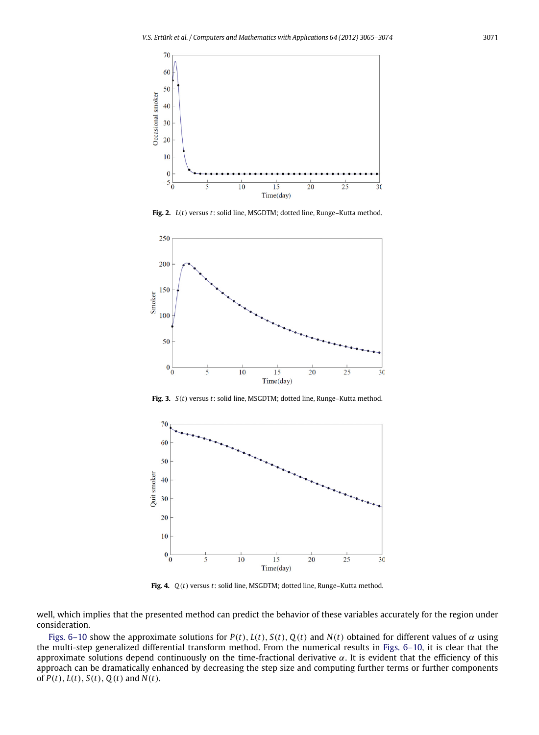Fig. 2. $L(t)$ versus $t$: solid line, MSGDTM; dotted line, Runge–Kutta method.

Fig. 3. $S(t)$ versus $t$: solid line, MSGDTM; dotted line, Runge–Kutta method.

Fig. 4. $Q(t)$ versus $t$: solid line, MSGDTM; dotted line, Runge–Kutta method.

well, which implies that the presented method can predict the behavior of these variables accurately for the region under consideration.

Figs. 6–10 show the approximate solutions for $P(t)$, $L(t)$, $S(t)$, $Q(t)$ and $N(t)$ obtained for different values of $\alpha$ using the multi-step generalized differential transform method. From the numerical results in Figs. 6–10, it is clear that the approximate solutions depend continuously on the time-fractional derivative $\alpha$. It is evident that the efficiency of this approach can be dramatically enhanced by decreasing the step size and computing further terms or further components of $P(t)$, $L(t)$, $S(t)$, $Q(t)$ and $N(t)$.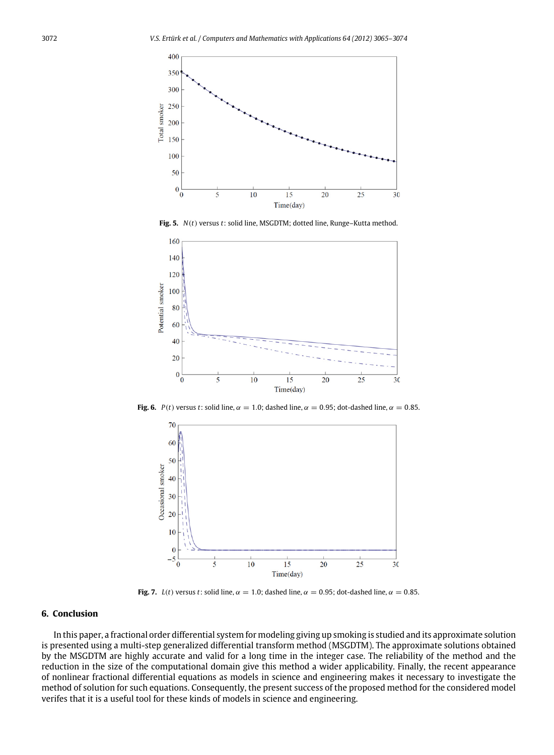Fig. 5. $N(t)$ versus $t$: solid line, MSGDTM; dotted line, Runge–Kutta method.

Fig. 6. $P(t)$ versus $t$: solid line, $\alpha = 1.0$; dashed line, $\alpha = 0.95$; dot-dashed line, $\alpha = 0.85$.

Fig. 7. $L(t)$ versus $t$: solid line, $\alpha = 1.0$; dashed line, $\alpha = 0.95$; dot-dashed line, $\alpha = 0.85$.

## 6. Conclusion

In this paper, a fractional order differential system for modeling giving up smoking is studied and its approximate solution is presented using a multi-step generalized differential transform method (MSGDTM). The approximate solutions obtained by the MSGDTM are highly accurate and valid for a long time in the integer case. The reliability of the method and the reduction in the size of the computational domain give this method a wider applicability. Finally, the recent appearance of nonlinear fractional differential equations as models in science and engineering makes it necessary to investigate the method of solution for such equations. Consequently, the present success of the proposed method for the considered model verifes that it is a useful tool for these kinds of models in science and engineering.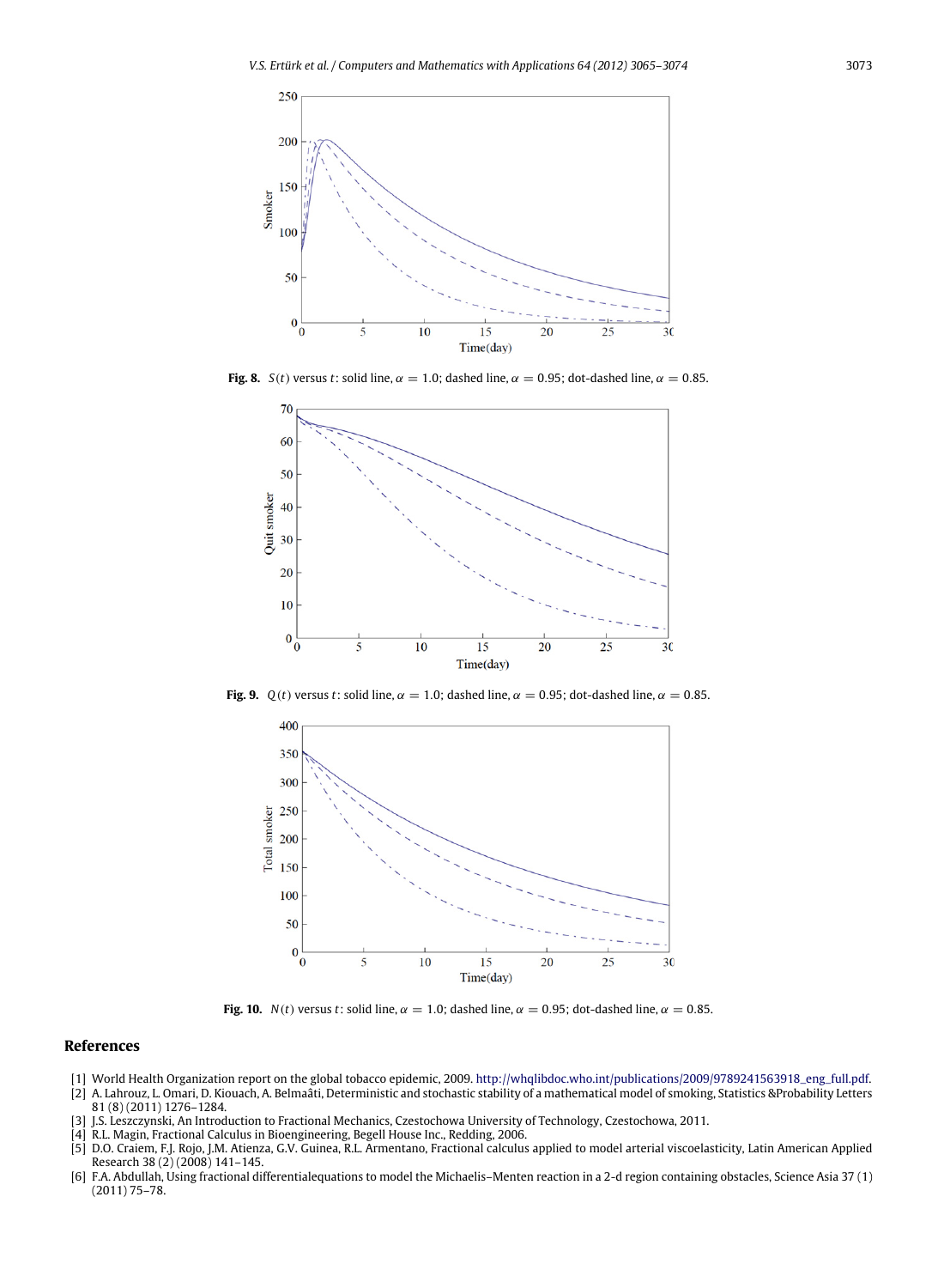**Fig. 8.** $S(t)$ versus $t$: solid line, $\alpha = 1.0$; dashed line, $\alpha = 0.95$; dot-dashed line, $\alpha = 0.85$.

**Fig. 9.** $Q(t)$ versus $t$: solid line, $\alpha = 1.0$; dashed line, $\alpha = 0.95$; dot-dashed line, $\alpha = 0.85$.

**Fig. 10.** $N(t)$ versus $t$: solid line, $\alpha = 1.0$; dashed line, $\alpha = 0.95$; dot-dashed line, $\alpha = 0.85$.

## References

[1] World Health Organization report on the global tobacco epidemic, 2009. http://whqlibdoc.who.int/publications/2009/9789241563918_eng_full.pdf.

[2] A. Lahrouz, L. Omari, D. Kiouach, A. Belmaâti, Deterministic and stochastic stability of a mathematical model of smoking, Statistics &Probability Letters 81 (8) (2011) 1276–1284.

[3] J.S. Leszczynski, An Introduction to Fractional Mechanics, Czestochowa University of Technology, Czestochowa, 2011.

[4] R.L. Magin, Fractional Calculus in Bioengineering, Begell House Inc., Redding, 2006.

[5] D.O. Craiem, F.J. Rojo, J.M. Atienza, G.V. Guinea, R.L. Armentano, Fractional calculus applied to model arterial viscoelasticity, Latin American Applied Research 38 (2) (2008) 141–145.

[6] F.A. Abdullah, Using fractional differentialequations to model the Michaelis–Menten reaction in a 2-d region containing obstacles, Science Asia 37 (1) (2011) 75–78.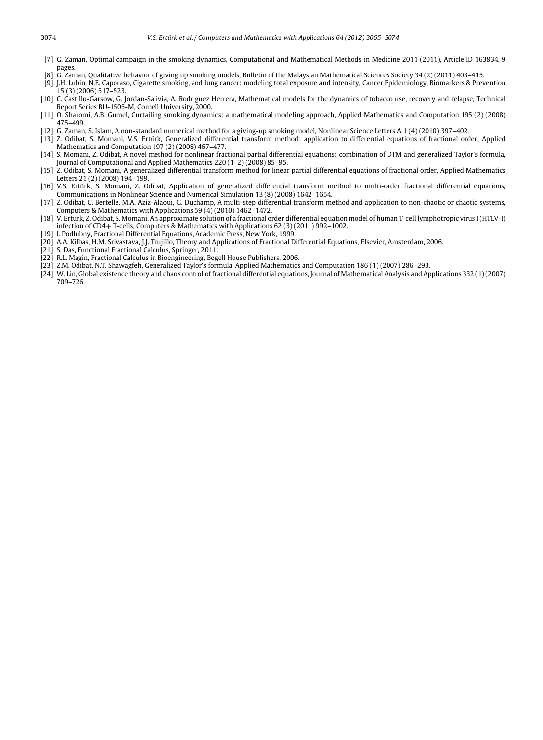[7] G. Zaman, Optimal campaign in the smoking dynamics, Computational and Mathematical Methods in Medicine 2011 (2011), Article ID 163834, 9 pages.

[8] G. Zaman, Qualitative behavior of giving up smoking models, Bulletin of the Malaysian Mathematical Sciences Society 34 (2) (2011) 403–415.

[9] J.H. Lubin, N.E. Caporaso, Cigarette smoking, and lung cancer: modeling total exposure and intensity, Cancer Epidemiology, Biomarkers & Prevention 15 (3) (2006) 517–523.

[10] C. Castillo-Garsow, G. Jordan-Salivia, A. Rodriguez Herrera, Mathematical models for the dynamics of tobacco use, recovery and relapse, Technical Report Series BU-1505-M, Cornell University, 2000.

[11] O. Sharomi, A.B. Gumel, Curtailing smoking dynamics: a mathematical modeling approach, Applied Mathematics and Computation 195 (2) (2008) 475–499.

[12] G. Zaman, S. Islam, A non-standard numerical method for a giving-up smoking model, Nonlinear Science Letters A 1 (4) (2010) 397–402.

[13] Z. Odibat, S. Momani, V.S. Ertürk, Generalized differential transform method: application to differential equations of fractional order, Applied Mathematics and Computation 197 (2) (2008) 467–477.

[14] S. Momani, Z. Odibat, A novel method for nonlinear fractional partial differential equations: combination of DTM and generalized Taylor's formula, Journal of Computational and Applied Mathematics 220 (1–2) (2008) 85–95.

[15] Z. Odibat, S. Momani, A generalized differential transform method for linear partial differential equations of fractional order, Applied Mathematics Letters 21 (2) (2008) 194–199.

[16] V.S. Ertürk, S. Momani, Z. Odibat, Application of generalized differential transform method to multi-order fractional differential equations, Communications in Nonlinear Science and Numerical Simulation 13 (8) (2008) 1642–1654.

[17] Z. Odibat, C. Bertelle, M.A. Aziz-Alaoui, G. Duchamp, A multi-step differential transform method and application to non-chaotic or chaotic systems, Computers & Mathematics with Applications 59 (4) (2010) 1462–1472.

[18] V. Erturk, Z. Odibat, S. Momani, An approximate solution of a fractional order differential equation model of human T-cell lymphotropic virus I (HTLV-I) infection of CD4+ T-cells, Computers & Mathematics with Applications 62 (3) (2011) 992–1002.

[19] I. Podlubny, Fractional Differential Equations, Academic Press, New York, 1999.

[20] A.A. Kilbas, H.M. Srivastava, J.J. Trujillo, Theory and Applications of Fractional Differential Equations, Elsevier, Amsterdam, 2006.

[21] S. Das, Functional Fractional Calculus, Springer, 2011.

[22] R.L. Magin, Fractional Calculus in Bioengineering, Begell House Publishers, 2006.

[23] Z.M. Odibat, N.T. Shawagfeh, Generalized Taylor's formula, Applied Mathematics and Computation 186 (1) (2007) 286–293.

[24] W. Lin, Global existence theory and chaos control of fractional differential equations, Journal of Mathematical Analysis and Applications 332 (1) (2007) 709–726.